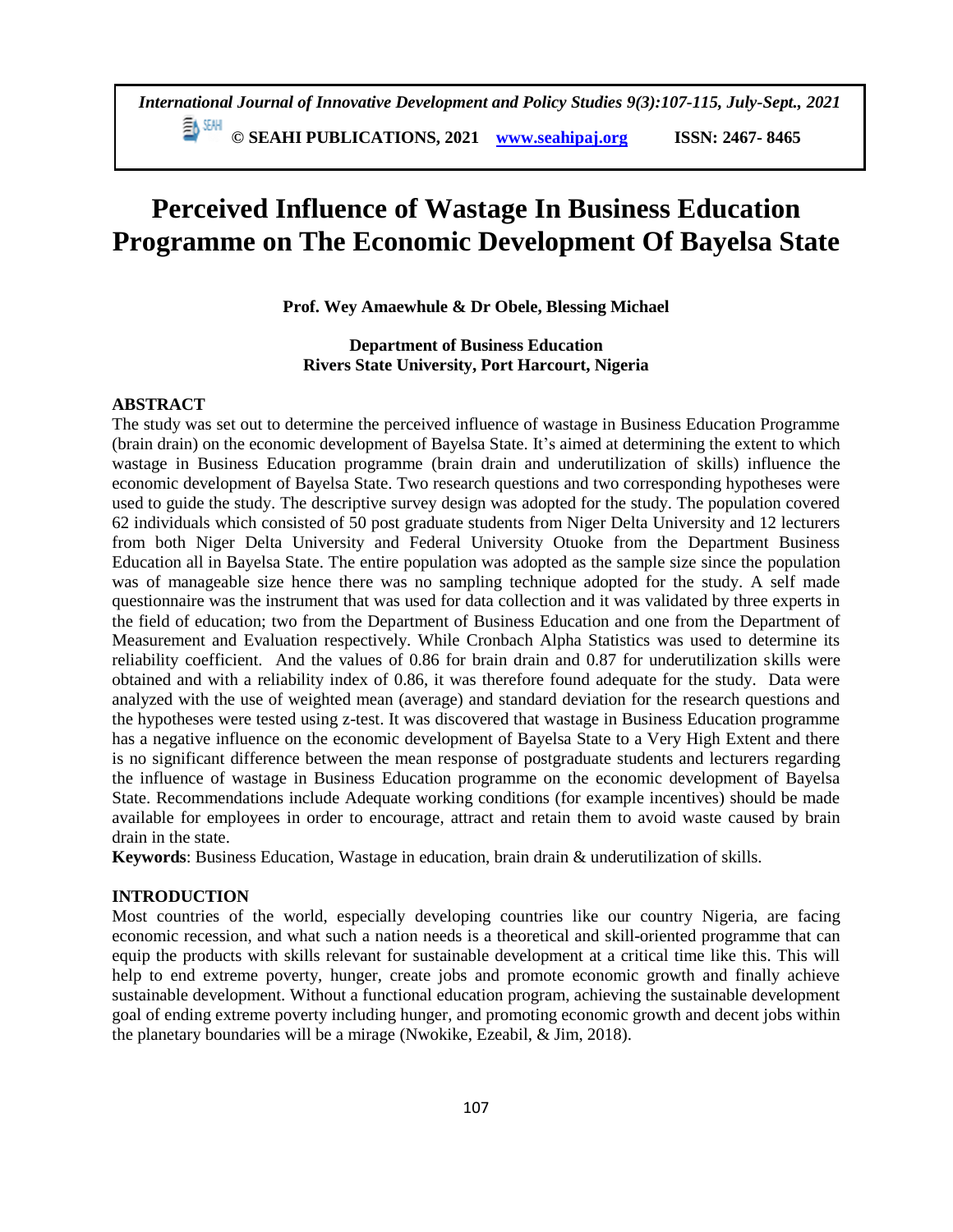# Perceived Influence of Wastage In Business Education Programme on The Economic Development Of Bayelsa State

**Prof. Wey Amaewhule & Dr Obele, Blessing Michael**

**Department of Business Education**
**Rivers State University, Port Harcourt, Nigeria**

## ABSTRACT

The study was set out to determine the perceived influence of wastage in Business Education Programme (brain drain) on the economic development of Bayelsa State. It's aimed at determining the extent to which wastage in Business Education programme (brain drain and underutilization of skills) influence the economic development of Bayelsa State. Two research questions and two corresponding hypotheses were used to guide the study. The descriptive survey design was adopted for the study. The population covered 62 individuals which consisted of 50 post graduate students from Niger Delta University and 12 lecturers from both Niger Delta University and Federal University Otuoke from the Department Business Education all in Bayelsa State. The entire population was adopted as the sample size since the population was of manageable size hence there was no sampling technique adopted for the study. A self made questionnaire was the instrument that was used for data collection and it was validated by three experts in the field of education; two from the Department of Business Education and one from the Department of Measurement and Evaluation respectively. While Cronbach Alpha Statistics was used to determine its reliability coefficient. And the values of 0.86 for brain drain and 0.87 for underutilization skills were obtained and with a reliability index of 0.86, it was therefore found adequate for the study. Data were analyzed with the use of weighted mean (average) and standard deviation for the research questions and the hypotheses were tested using z-test. It was discovered that wastage in Business Education programme has a negative influence on the economic development of Bayelsa State to a Very High Extent and there is no significant difference between the mean response of postgraduate students and lecturers regarding the influence of wastage in Business Education programme on the economic development of Bayelsa State. Recommendations include Adequate working conditions (for example incentives) should be made available for employees in order to encourage, attract and retain them to avoid waste caused by brain drain in the state.

**Keywords**: Business Education, Wastage in education, brain drain & underutilization of skills.

## INTRODUCTION

Most countries of the world, especially developing countries like our country Nigeria, are facing economic recession, and what such a nation needs is a theoretical and skill-oriented programme that can equip the products with skills relevant for sustainable development at a critical time like this. This will help to end extreme poverty, hunger, create jobs and promote economic growth and finally achieve sustainable development. Without a functional education program, achieving the sustainable development goal of ending extreme poverty including hunger, and promoting economic growth and decent jobs within the planetary boundaries will be a mirage (Nwokike, Ezeabil, & Jim, 2018).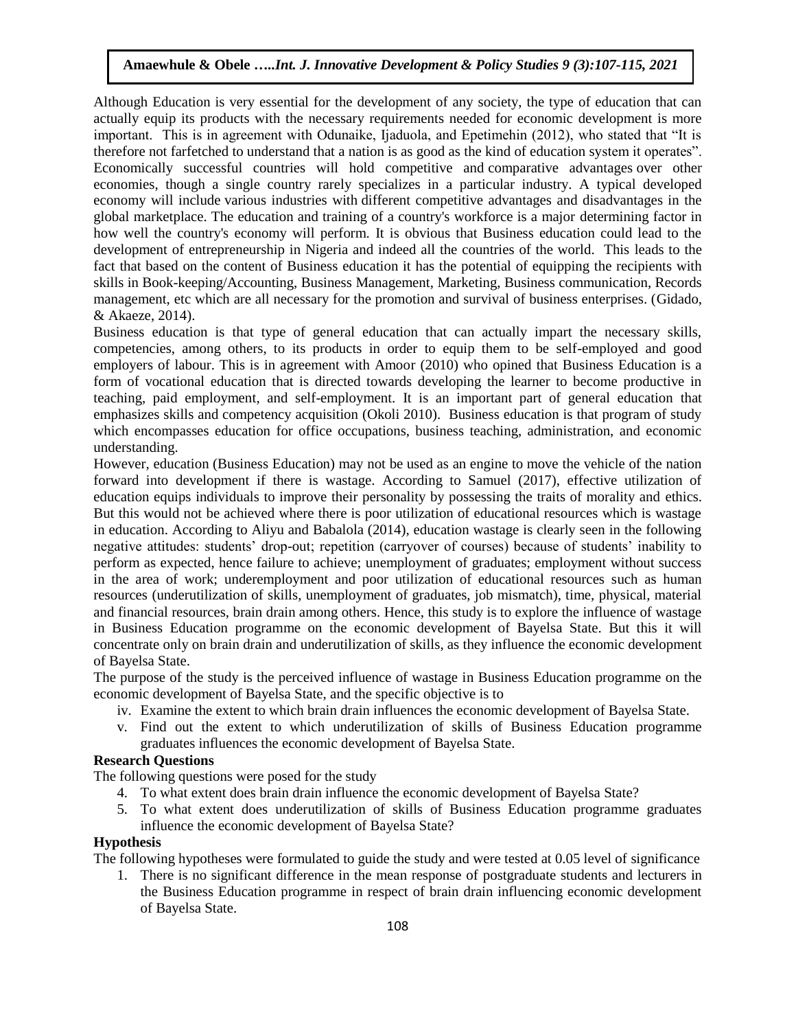Although Education is very essential for the development of any society, the type of education that can actually equip its products with the necessary requirements needed for economic development is more important. This is in agreement with Odunaike, Ijaduola, and Epetimehin (2012), who stated that "It is therefore not farfetched to understand that a nation is as good as the kind of education system it operates". Economically successful countries will hold competitive and comparative advantages over other economies, though a single country rarely specializes in a particular industry. A typical developed economy will include various industries with different competitive advantages and disadvantages in the global marketplace. The education and training of a country's workforce is a major determining factor in how well the country's economy will perform. It is obvious that Business education could lead to the development of entrepreneurship in Nigeria and indeed all the countries of the world. This leads to the fact that based on the content of Business education it has the potential of equipping the recipients with skills in Book-keeping/Accounting, Business Management, Marketing, Business communication, Records management, etc which are all necessary for the promotion and survival of business enterprises. (Gidado, & Akaeze, 2014).

Business education is that type of general education that can actually impart the necessary skills, competencies, among others, to its products in order to equip them to be self-employed and good employers of labour. This is in agreement with Amoor (2010) who opined that Business Education is a form of vocational education that is directed towards developing the learner to become productive in teaching, paid employment, and self-employment. It is an important part of general education that emphasizes skills and competency acquisition (Okoli 2010). Business education is that program of study which encompasses education for office occupations, business teaching, administration, and economic understanding.

However, education (Business Education) may not be used as an engine to move the vehicle of the nation forward into development if there is wastage. According to Samuel (2017), effective utilization of education equips individuals to improve their personality by possessing the traits of morality and ethics. But this would not be achieved where there is poor utilization of educational resources which is wastage in education. According to Aliyu and Babalola (2014), education wastage is clearly seen in the following negative attitudes: students' drop-out; repetition (carryover of courses) because of students' inability to perform as expected, hence failure to achieve; unemployment of graduates; employment without success in the area of work; underemployment and poor utilization of educational resources such as human resources (underutilization of skills, unemployment of graduates, job mismatch), time, physical, material and financial resources, brain drain among others. Hence, this study is to explore the influence of wastage in Business Education programme on the economic development of Bayelsa State. But this it will concentrate only on brain drain and underutilization of skills, as they influence the economic development of Bayelsa State.

The purpose of the study is the perceived influence of wastage in Business Education programme on the economic development of Bayelsa State, and the specific objective is to

iv. Examine the extent to which brain drain influences the economic development of Bayelsa State.

v. Find out the extent to which underutilization of skills of Business Education programme graduates influences the economic development of Bayelsa State.

**Research Questions**

The following questions were posed for the study

4. To what extent does brain drain influence the economic development of Bayelsa State?
5. To what extent does underutilization of skills of Business Education programme graduates influence the economic development of Bayelsa State?

**Hypothesis**

The following hypotheses were formulated to guide the study and were tested at 0.05 level of significance

1. There is no significant difference in the mean response of postgraduate students and lecturers in the Business Education programme in respect of brain drain influencing economic development of Bayelsa State.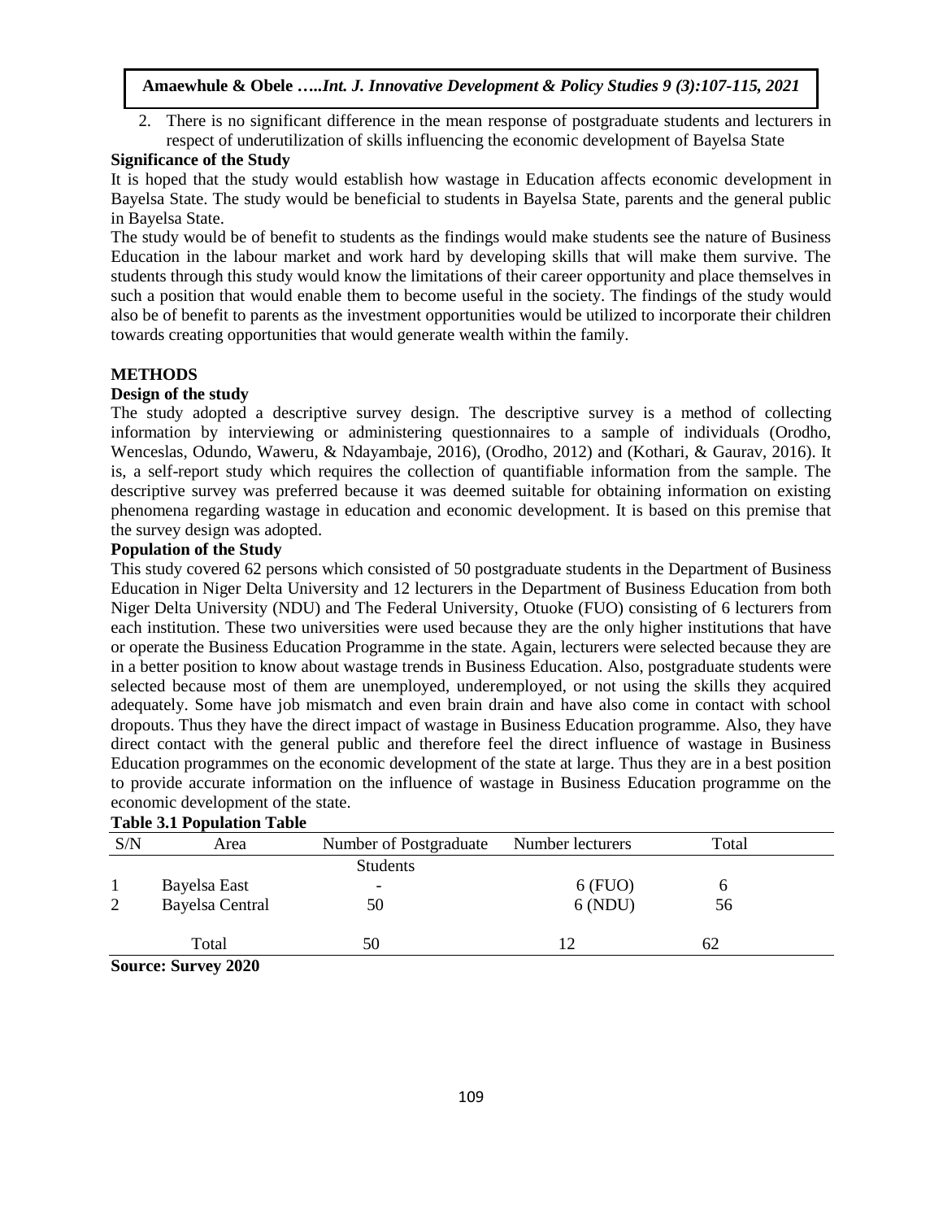2. There is no significant difference in the mean response of postgraduate students and lecturers in respect of underutilization of skills influencing the economic development of Bayelsa State

**Significance of the Study**

It is hoped that the study would establish how wastage in Education affects economic development in Bayelsa State. The study would be beneficial to students in Bayelsa State, parents and the general public in Bayelsa State.

The study would be of benefit to students as the findings would make students see the nature of Business Education in the labour market and work hard by developing skills that will make them survive. The students through this study would know the limitations of their career opportunity and place themselves in such a position that would enable them to become useful in the society. The findings of the study would also be of benefit to parents as the investment opportunities would be utilized to incorporate their children towards creating opportunities that would generate wealth within the family.

## METHODS

**Design of the study**

The study adopted a descriptive survey design. The descriptive survey is a method of collecting information by interviewing or administering questionnaires to a sample of individuals (Orodho, Wenceslas, Odundo, Waweru, & Ndayambaje, 2016), (Orodho, 2012) and (Kothari, & Gaurav, 2016). It is, a self-report study which requires the collection of quantifiable information from the sample. The descriptive survey was preferred because it was deemed suitable for obtaining information on existing phenomena regarding wastage in education and economic development. It is based on this premise that the survey design was adopted.

**Population of the Study**

This study covered 62 persons which consisted of 50 postgraduate students in the Department of Business Education in Niger Delta University and 12 lecturers in the Department of Business Education from both Niger Delta University (NDU) and The Federal University, Otuoke (FUO) consisting of 6 lecturers from each institution. These two universities were used because they are the only higher institutions that have or operate the Business Education Programme in the state. Again, lecturers were selected because they are in a better position to know about wastage trends in Business Education. Also, postgraduate students were selected because most of them are unemployed, underemployed, or not using the skills they acquired adequately. Some have job mismatch and even brain drain and have also come in contact with school dropouts. Thus they have the direct impact of wastage in Business Education programme. Also, they have direct contact with the general public and therefore feel the direct influence of wastage in Business Education programmes on the economic development of the state at large. Thus they are in a best position to provide accurate information on the influence of wastage in Business Education programme on the economic development of the state.

**Table 3.1 Population Table**

| S/N | Area | Number of Postgraduate Students | Number lecturers | Total |
|---|---|---|---|---|
| 1 | Bayelsa East | - | 6 (FUO) | 6 |
| 2 | Bayelsa Central | 50 | 6 (NDU) | 56 |
| | Total | 50 | 12 | 62 |

**Source: Survey 2020**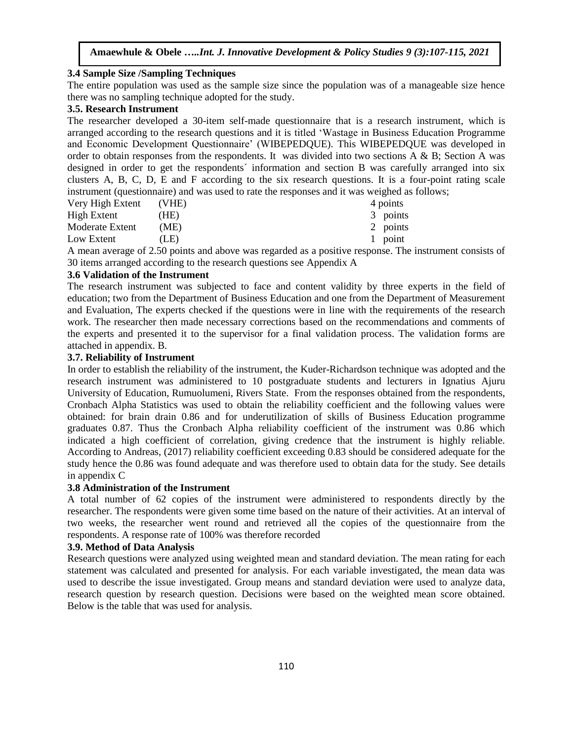### 3.4 Sample Size /Sampling Techniques

The entire population was used as the sample size since the population was of a manageable size hence there was no sampling technique adopted for the study.

### 3.5. Research Instrument

The researcher developed a 30-item self-made questionnaire that is a research instrument, which is arranged according to the research questions and it is titled 'Wastage in Business Education Programme and Economic Development Questionnaire' (WIBEPEDQUE). This WIBEPEDQUE was developed in order to obtain responses from the respondents. It was divided into two sections A & B; Section A was designed in order to get the respondents´ information and section B was carefully arranged into six clusters A, B, C, D, E and F according to the six research questions. It is a four-point rating scale instrument (questionnaire) and was used to rate the responses and it was weighed as follows;

| | | |
|---|---|---|
| Very High Extent | (VHE) | 4 points |
| High Extent | (HE) | 3 points |
| Moderate Extent | (ME) | 2 points |
| Low Extent | (LE) | 1 point |

A mean average of 2.50 points and above was regarded as a positive response. The instrument consists of 30 items arranged according to the research questions see Appendix A

### 3.6 Validation of the Instrument

The research instrument was subjected to face and content validity by three experts in the field of education; two from the Department of Business Education and one from the Department of Measurement and Evaluation, The experts checked if the questions were in line with the requirements of the research work. The researcher then made necessary corrections based on the recommendations and comments of the experts and presented it to the supervisor for a final validation process. The validation forms are attached in appendix. B.

### 3.7. Reliability of Instrument

In order to establish the reliability of the instrument, the Kuder-Richardson technique was adopted and the research instrument was administered to 10 postgraduate students and lecturers in Ignatius Ajuru University of Education, Rumuolumeni, Rivers State. From the responses obtained from the respondents, Cronbach Alpha Statistics was used to obtain the reliability coefficient and the following values were obtained: for brain drain 0.86 and for underutilization of skills of Business Education programme graduates 0.87. Thus the Cronbach Alpha reliability coefficient of the instrument was 0.86 which indicated a high coefficient of correlation, giving credence that the instrument is highly reliable. According to Andreas, (2017) reliability coefficient exceeding 0.83 should be considered adequate for the study hence the 0.86 was found adequate and was therefore used to obtain data for the study. See details in appendix C

### 3.8 Administration of the Instrument

A total number of 62 copies of the instrument were administered to respondents directly by the researcher. The respondents were given some time based on the nature of their activities. At an interval of two weeks, the researcher went round and retrieved all the copies of the questionnaire from the respondents. A response rate of 100% was therefore recorded

### 3.9. Method of Data Analysis

Research questions were analyzed using weighted mean and standard deviation. The mean rating for each statement was calculated and presented for analysis. For each variable investigated, the mean data was used to describe the issue investigated. Group means and standard deviation were used to analyze data, research question by research question. Decisions were based on the weighted mean score obtained. Below is the table that was used for analysis.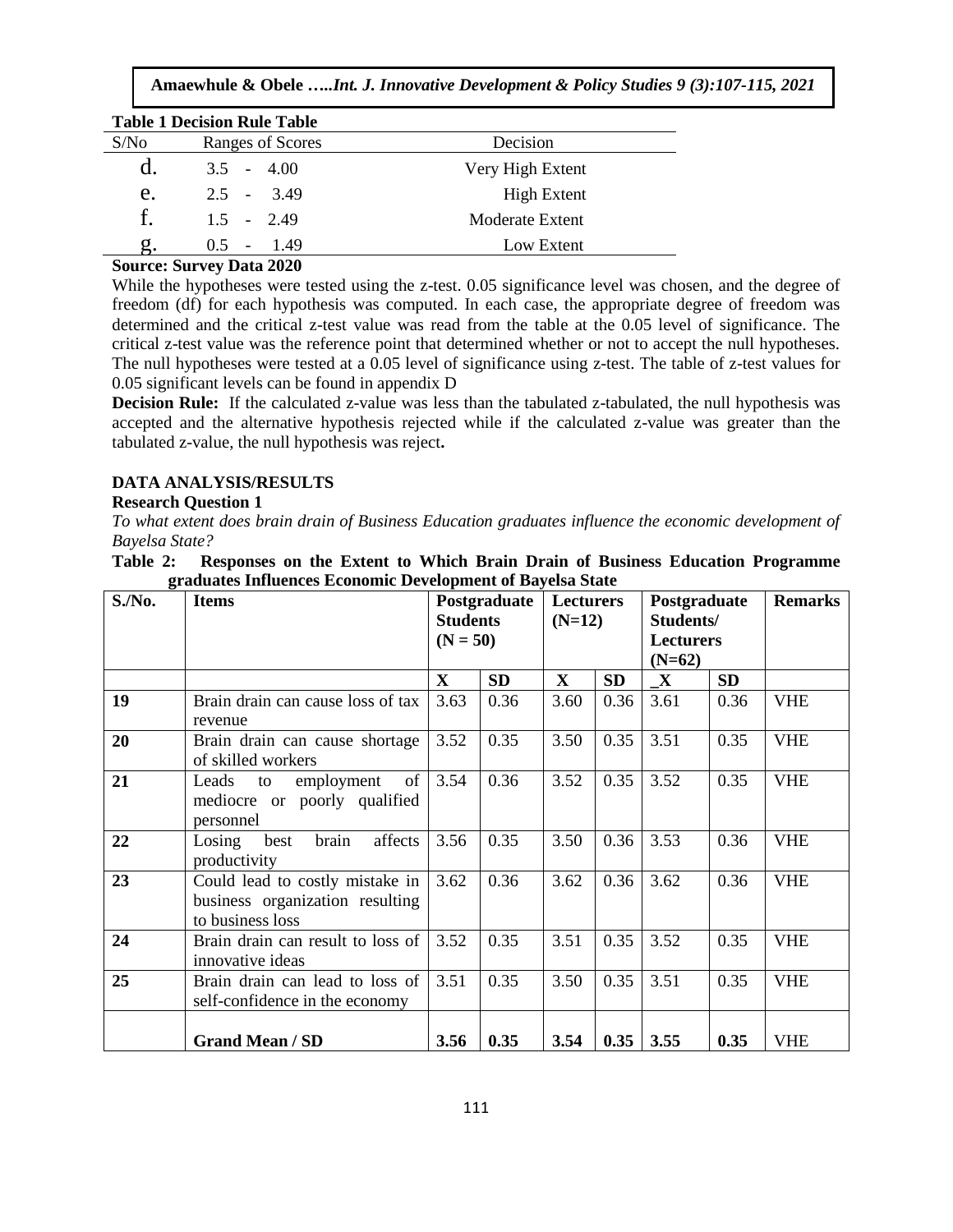**Table 1 Decision Rule Table**

| S/No | Ranges of Scores | Decision |
|---|---|---|
| d. | 3.5 - 4.00 | Very High Extent |
| e. | 2.5 - 3.49 | High Extent |
| f. | 1.5 - 2.49 | Moderate Extent |
| g. | 0.5 - 1.49 | Low Extent |

**Source: Survey Data 2020**

While the hypotheses were tested using the z-test. 0.05 significance level was chosen, and the degree of freedom (df) for each hypothesis was computed. In each case, the appropriate degree of freedom was determined and the critical z-test value was read from the table at the 0.05 level of significance. The critical z-test value was the reference point that determined whether or not to accept the null hypotheses. The null hypotheses were tested at a 0.05 level of significance using z-test. The table of z-test values for 0.05 significant levels can be found in appendix D

**Decision Rule:** If the calculated z-value was less than the tabulated z-tabulated, the null hypothesis was accepted and the alternative hypothesis rejected while if the calculated z-value was greater than the tabulated z-value, the null hypothesis was reject**.**

## DATA ANALYSIS/RESULTS

### Research Question 1

*To what extent does brain drain of Business Education graduates influence the economic development of Bayelsa State?*

**Table 2: Responses on the Extent to Which Brain Drain of Business Education Programme graduates Influences Economic Development of Bayelsa State**

| S./No. | Items | Postgraduate Students (N = 50) | | Lecturers (N=12) | | Postgraduate Students/ Lecturers (N=62) | | Remarks |
|---|---|---|---|---|---|---|---|---|
| | | **X** | **SD** | **X** | **SD** | **_X** | **SD** | |
| **19** | Brain drain can cause loss of tax revenue | 3.63 | 0.36 | 3.60 | 0.36 | 3.61 | 0.36 | VHE |
| **20** | Brain drain can cause shortage of skilled workers | 3.52 | 0.35 | 3.50 | 0.35 | 3.51 | 0.35 | VHE |
| **21** | Leads to employment of mediocre or poorly qualified personnel | 3.54 | 0.36 | 3.52 | 0.35 | 3.52 | 0.35 | VHE |
| **22** | Losing best brain affects productivity | 3.56 | 0.35 | 3.50 | 0.36 | 3.53 | 0.36 | VHE |
| **23** | Could lead to costly mistake in business organization resulting to business loss | 3.62 | 0.36 | 3.62 | 0.36 | 3.62 | 0.36 | VHE |
| **24** | Brain drain can result to loss of innovative ideas | 3.52 | 0.35 | 3.51 | 0.35 | 3.52 | 0.35 | VHE |
| **25** | Brain drain can lead to loss of self-confidence in the economy | 3.51 | 0.35 | 3.50 | 0.35 | 3.51 | 0.35 | VHE |
| | **Grand Mean / SD** | **3.56** | **0.35** | **3.54** | **0.35** | **3.55** | **0.35** | VHE |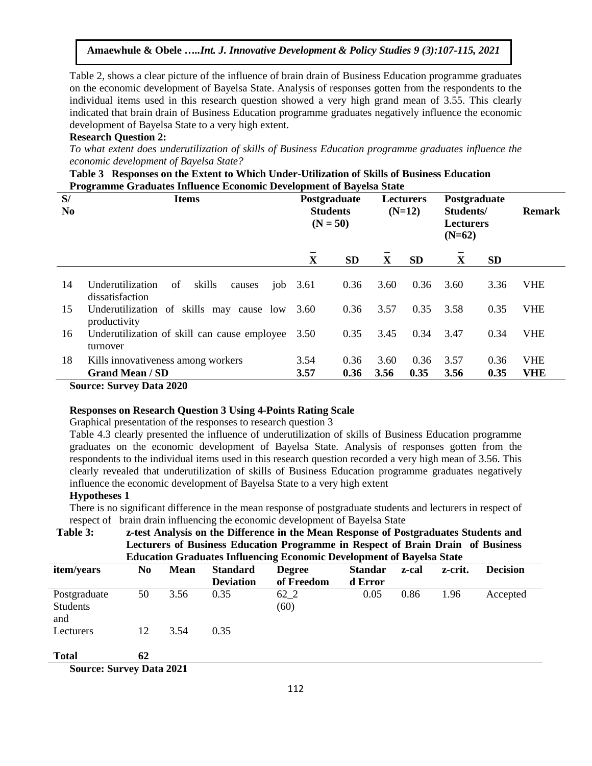Table 2, shows a clear picture of the influence of brain drain of Business Education programme graduates on the economic development of Bayelsa State. Analysis of responses gotten from the respondents to the individual items used in this research question showed a very high grand mean of 3.55. This clearly indicated that brain drain of Business Education programme graduates negatively influence the economic development of Bayelsa State to a very high extent.

**Research Question 2:**

*To what extent does underutilization of skills of Business Education programme graduates influence the economic development of Bayelsa State?*

**Table 3 Responses on the Extent to Which Under-Utilization of Skills of Business Education Programme Graduates Influence Economic Development of Bayelsa State**

| S/ No | Items | Postgraduate Students (N = 50) | | Lecturers (N=12) | | Postgraduate Students/ Lecturers (N=62) | | Remark |
|---|---|---|---|---|---|---|---|---|
| | | $\bar{X}$ | SD | $\bar{X}$ | SD | $\bar{X}$ | SD | |
| 14 | Underutilization of skills causes job dissatisfaction | 3.61 | 0.36 | 3.60 | 0.36 | 3.60 | 3.36 | VHE |
| 15 | Underutilization of skills may cause low productivity | 3.60 | 0.36 | 3.57 | 0.35 | 3.58 | 0.35 | VHE |
| 16 | Underutilization of skill can cause employee turnover | 3.50 | 0.35 | 3.45 | 0.34 | 3.47 | 0.34 | VHE |
| 18 | Kills innovativeness among workers | 3.54 | 0.36 | 3.60 | 0.36 | 3.57 | 0.36 | VHE |
| | **Grand Mean / SD** | **3.57** | **0.36** | **3.56** | **0.35** | **3.56** | **0.35** | **VHE** |

**Source: Survey Data 2020**

**Responses on Research Question 3 Using 4-Points Rating Scale**

Graphical presentation of the responses to research question 3

Table 4.3 clearly presented the influence of underutilization of skills of Business Education programme graduates on the economic development of Bayelsa State. Analysis of responses gotten from the respondents to the individual items used in this research question recorded a very high mean of 3.56. This clearly revealed that underutilization of skills of Business Education programme graduates negatively influence the economic development of Bayelsa State to a very high extent

**Hypotheses 1**

There is no significant difference in the mean response of postgraduate students and lecturers in respect of respect of brain drain influencing the economic development of Bayelsa State

**Table 3: z-test Analysis on the Difference in the Mean Response of Postgraduates Students and Lecturers of Business Education Programme in Respect of Brain Drain of Business Education Graduates Influencing Economic Development of Bayelsa State**

| item/years | No | Mean | Standard Deviation | Degree of Freedom | Standard Error | z-cal | z-crit. | Decision |
|---|---|---|---|---|---|---|---|---|
| Postgraduate Students and | 50 | 3.56 | 0.35 | 62_2 (60) | 0.05 | 0.86 | 1.96 | Accepted |
| Lecturers | 12 | 3.54 | 0.35 | | | | | |
| **Total** | **62** | | | | | | | |

**Source: Survey Data 2021**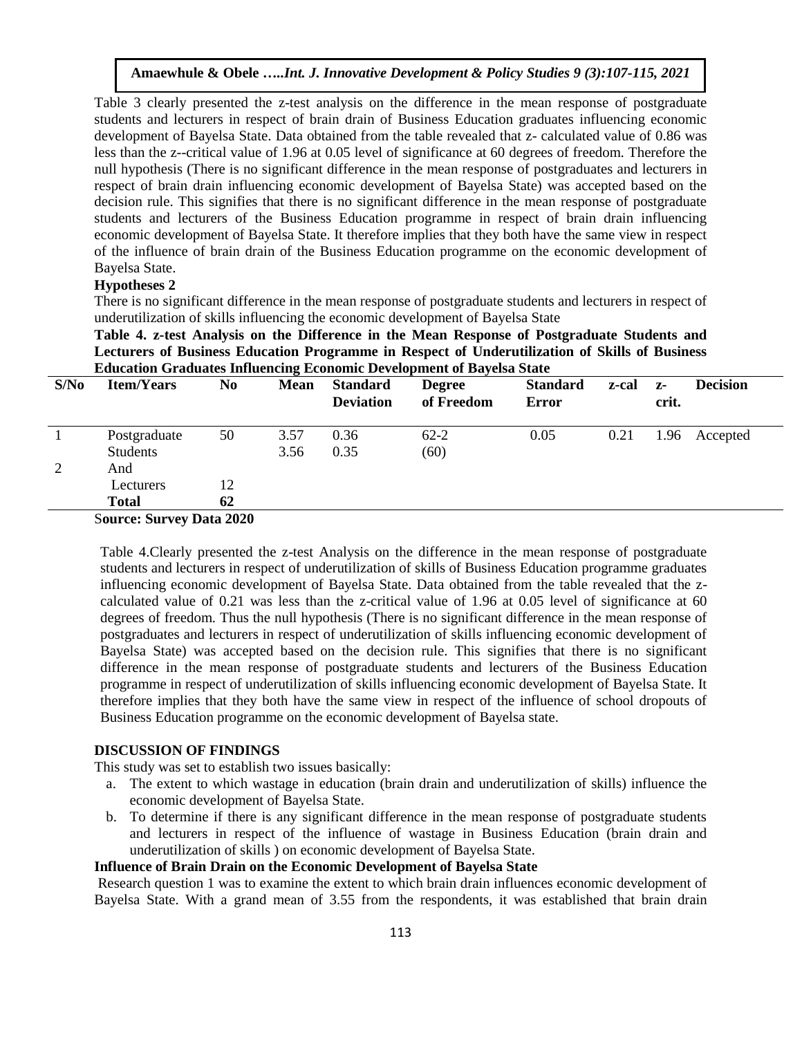Table 3 clearly presented the z-test analysis on the difference in the mean response of postgraduate students and lecturers in respect of brain drain of Business Education graduates influencing economic development of Bayelsa State. Data obtained from the table revealed that z- calculated value of 0.86 was less than the z--critical value of 1.96 at 0.05 level of significance at 60 degrees of freedom. Therefore the null hypothesis (There is no significant difference in the mean response of postgraduates and lecturers in respect of brain drain influencing economic development of Bayelsa State) was accepted based on the decision rule. This signifies that there is no significant difference in the mean response of postgraduate students and lecturers of the Business Education programme in respect of brain drain influencing economic development of Bayelsa State. It therefore implies that they both have the same view in respect of the influence of brain drain of the Business Education programme on the economic development of Bayelsa State.

**Hypotheses 2**

There is no significant difference in the mean response of postgraduate students and lecturers in respect of underutilization of skills influencing the economic development of Bayelsa State

**Table 4. z-test Analysis on the Difference in the Mean Response of Postgraduate Students and Lecturers of Business Education Programme in Respect of Underutilization of Skills of Business Education Graduates Influencing Economic Development of Bayelsa State**

| S/No | Item/Years | No | Mean | Standard Deviation | Degree of Freedom | Standard Error | z-cal | z-crit. | Decision |
|---|---|---|---|---|---|---|---|---|---|
| 1 | Postgraduate Students | 50 | 3.57<br>3.56 | 0.36<br>0.35 | 62-2<br>(60) | 0.05 | 0.21 | 1.96 | Accepted |
| 2 | And Lecturers | 12 | | | | | | | |
| | **Total** | **62** | | | | | | | |

**Source: Survey Data 2020**

Table 4.Clearly presented the z-test Analysis on the difference in the mean response of postgraduate students and lecturers in respect of underutilization of skills of Business Education programme graduates influencing economic development of Bayelsa State. Data obtained from the table revealed that the z-calculated value of 0.21 was less than the z-critical value of 1.96 at 0.05 level of significance at 60 degrees of freedom. Thus the null hypothesis (There is no significant difference in the mean response of postgraduates and lecturers in respect of underutilization of skills influencing economic development of Bayelsa State) was accepted based on the decision rule. This signifies that there is no significant difference in the mean response of postgraduate students and lecturers of the Business Education programme in respect of underutilization of skills influencing economic development of Bayelsa State. It therefore implies that they both have the same view in respect of the influence of school dropouts of Business Education programme on the economic development of Bayelsa state.

## DISCUSSION OF FINDINGS

This study was set to establish two issues basically:

a. The extent to which wastage in education (brain drain and underutilization of skills) influence the economic development of Bayelsa State.
b. To determine if there is any significant difference in the mean response of postgraduate students and lecturers in respect of the influence of wastage in Business Education (brain drain and underutilization of skills ) on economic development of Bayelsa State.

**Influence of Brain Drain on the Economic Development of Bayelsa State**

Research question 1 was to examine the extent to which brain drain influences economic development of Bayelsa State. With a grand mean of 3.55 from the respondents, it was established that brain drain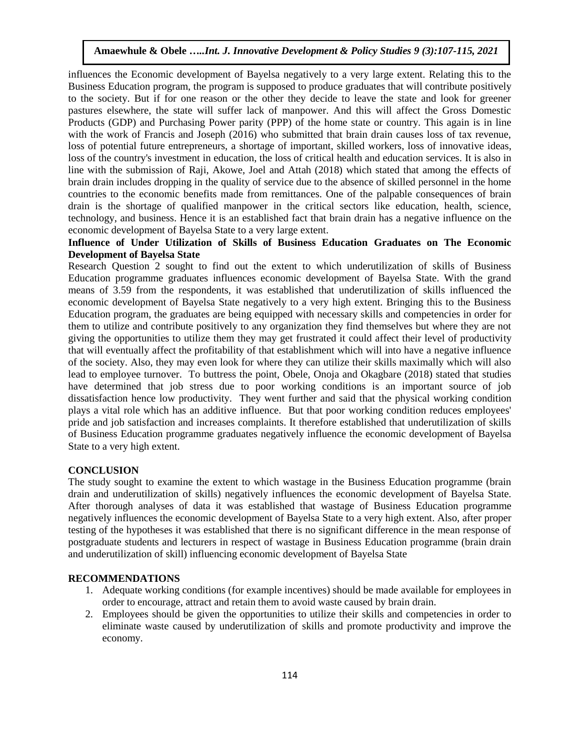influences the Economic development of Bayelsa negatively to a very large extent. Relating this to the Business Education program, the program is supposed to produce graduates that will contribute positively to the society. But if for one reason or the other they decide to leave the state and look for greener pastures elsewhere, the state will suffer lack of manpower. And this will affect the Gross Domestic Products (GDP) and Purchasing Power parity (PPP) of the home state or country. This again is in line with the work of Francis and Joseph (2016) who submitted that brain drain causes loss of tax revenue, loss of potential future entrepreneurs, a shortage of important, skilled workers, loss of innovative ideas, loss of the country's investment in education, the loss of critical health and education services. It is also in line with the submission of Raji, Akowe, Joel and Attah (2018) which stated that among the effects of brain drain includes dropping in the quality of service due to the absence of skilled personnel in the home countries to the economic benefits made from remittances. One of the palpable consequences of brain drain is the shortage of qualified manpower in the critical sectors like education, health, science, technology, and business. Hence it is an established fact that brain drain has a negative influence on the economic development of Bayelsa State to a very large extent.

### Influence of Under Utilization of Skills of Business Education Graduates on The Economic Development of Bayelsa State

Research Question 2 sought to find out the extent to which underutilization of skills of Business Education programme graduates influences economic development of Bayelsa State. With the grand means of 3.59 from the respondents, it was established that underutilization of skills influenced the economic development of Bayelsa State negatively to a very high extent. Bringing this to the Business Education program, the graduates are being equipped with necessary skills and competencies in order for them to utilize and contribute positively to any organization they find themselves but where they are not giving the opportunities to utilize them they may get frustrated it could affect their level of productivity that will eventually affect the profitability of that establishment which will into have a negative influence of the society. Also, they may even look for where they can utilize their skills maximally which will also lead to employee turnover. To buttress the point, Obele, Onoja and Okagbare (2018) stated that studies have determined that job stress due to poor working conditions is an important source of job dissatisfaction hence low productivity. They went further and said that the physical working condition plays a vital role which has an additive influence. But that poor working condition reduces employees' pride and job satisfaction and increases complaints. It therefore established that underutilization of skills of Business Education programme graduates negatively influence the economic development of Bayelsa State to a very high extent.

## CONCLUSION

The study sought to examine the extent to which wastage in the Business Education programme (brain drain and underutilization of skills) negatively influences the economic development of Bayelsa State. After thorough analyses of data it was established that wastage of Business Education programme negatively influences the economic development of Bayelsa State to a very high extent. Also, after proper testing of the hypotheses it was established that there is no significant difference in the mean response of postgraduate students and lecturers in respect of wastage in Business Education programme (brain drain and underutilization of skill) influencing economic development of Bayelsa State

## RECOMMENDATIONS

1. Adequate working conditions (for example incentives) should be made available for employees in order to encourage, attract and retain them to avoid waste caused by brain drain.
2. Employees should be given the opportunities to utilize their skills and competencies in order to eliminate waste caused by underutilization of skills and promote productivity and improve the economy.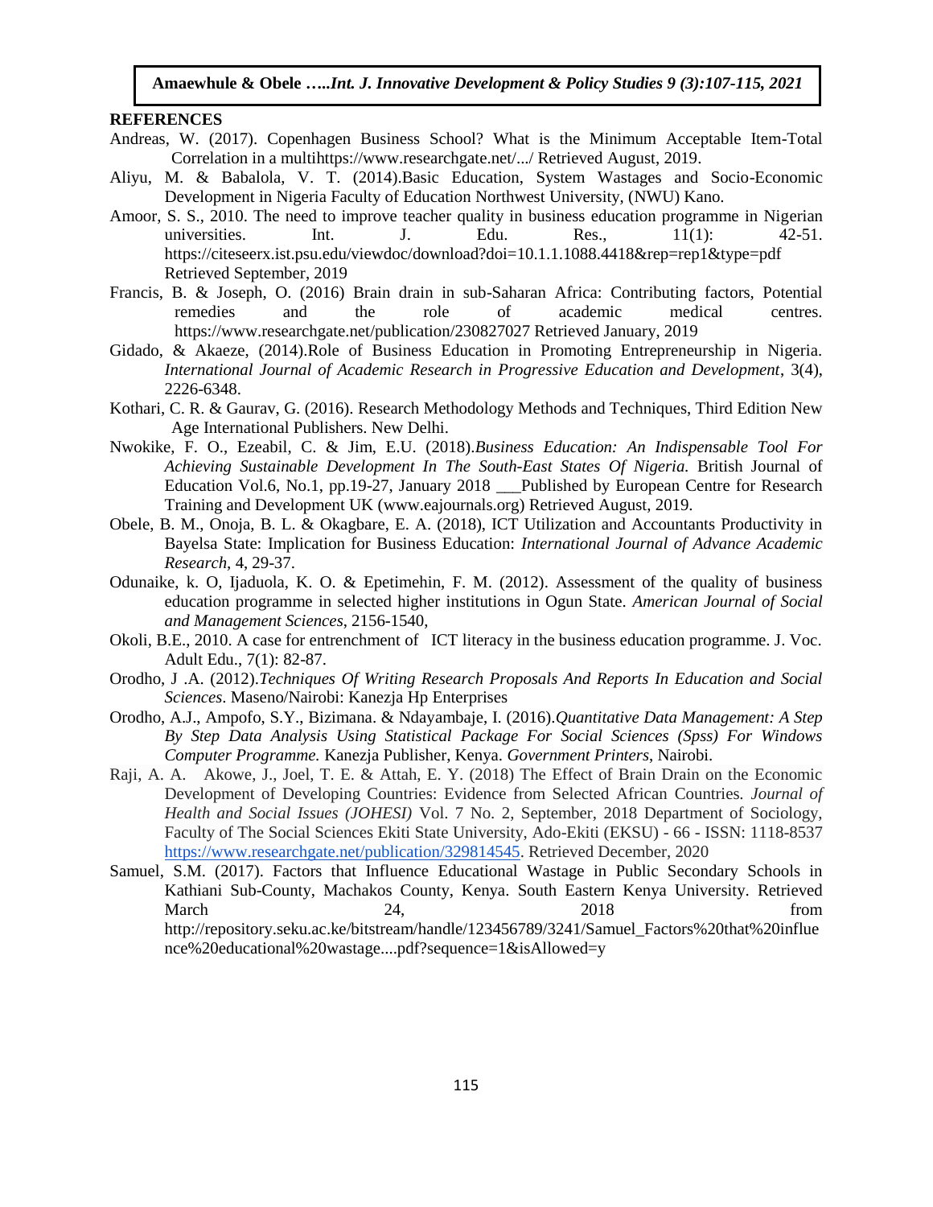**REFERENCES**

Andreas, W. (2017). Copenhagen Business School? What is the Minimum Acceptable Item-Total Correlation in a multihttps://www.researchgate.net/.../ Retrieved August, 2019.

Aliyu, M. & Babalola, V. T. (2014).Basic Education, System Wastages and Socio-Economic Development in Nigeria Faculty of Education Northwest University, (NWU) Kano.

Amoor, S. S., 2010. The need to improve teacher quality in business education programme in Nigerian universities. Int. J. Edu. Res., 11(1): 42-51. https://citeseerx.ist.psu.edu/viewdoc/download?doi=10.1.1.1088.4418&rep=rep1&type=pdf Retrieved September, 2019

Francis, B. & Joseph, O. (2016) Brain drain in sub-Saharan Africa: Contributing factors, Potential remedies and the role of academic medical centres. https://www.researchgate.net/publication/230827027 Retrieved January, 2019

Gidado, & Akaeze, (2014).Role of Business Education in Promoting Entrepreneurship in Nigeria. *International Journal of Academic Research in Progressive Education and Development*, 3(4), 2226-6348.

Kothari, C. R. & Gaurav, G. (2016). Research Methodology Methods and Techniques, Third Edition New Age International Publishers. New Delhi.

Nwokike, F. O., Ezeabil, C. & Jim, E.U. (2018).*Business Education: An Indispensable Tool For Achieving Sustainable Development In The South-East States Of Nigeria.* British Journal of Education Vol.6, No.1, pp.19-27, January 2018 ___Published by European Centre for Research Training and Development UK (www.eajournals.org) Retrieved August, 2019.

Obele, B. M., Onoja, B. L. & Okagbare, E. A. (2018), ICT Utilization and Accountants Productivity in Bayelsa State: Implication for Business Education: *International Journal of Advance Academic Research,* 4, 29-37.

Odunaike, k. O, Ijaduola, K. O. & Epetimehin, F. M. (2012). Assessment of the quality of business education programme in selected higher institutions in Ogun State. *American Journal of Social and Management Sciences*, 2156-1540,

Okoli, B.E., 2010. A case for entrenchment of ICT literacy in the business education programme. J. Voc. Adult Edu., 7(1): 82-87.

Orodho, J .A. (2012).*Techniques Of Writing Research Proposals And Reports In Education and Social Sciences*. Maseno/Nairobi: Kanezja Hp Enterprises

Orodho, A.J., Ampofo, S.Y., Bizimana. & Ndayambaje, I. (2016).*Quantitative Data Management: A Step By Step Data Analysis Using Statistical Package For Social Sciences (Spss) For Windows Computer Programme.* Kanezja Publisher, Kenya. *Government Printers*, Nairobi.

Raji, A. A. Akowe, J., Joel, T. E. & Attah, E. Y. (2018) The Effect of Brain Drain on the Economic Development of Developing Countries: Evidence from Selected African Countries. *Journal of Health and Social Issues (JOHESI)* Vol. 7 No. 2, September, 2018 Department of Sociology, Faculty of The Social Sciences Ekiti State University, Ado-Ekiti (EKSU) - 66 - ISSN: 1118-8537 https://www.researchgate.net/publication/329814545. Retrieved December, 2020

Samuel, S.M. (2017). Factors that Influence Educational Wastage in Public Secondary Schools in Kathiani Sub-County, Machakos County, Kenya. South Eastern Kenya University. Retrieved March 24, 2018 from http://repository.seku.ac.ke/bitstream/handle/123456789/3241/Samuel_Factors%20that%20influence%20educational%20wastage....pdf?sequence=1&isAllowed=y